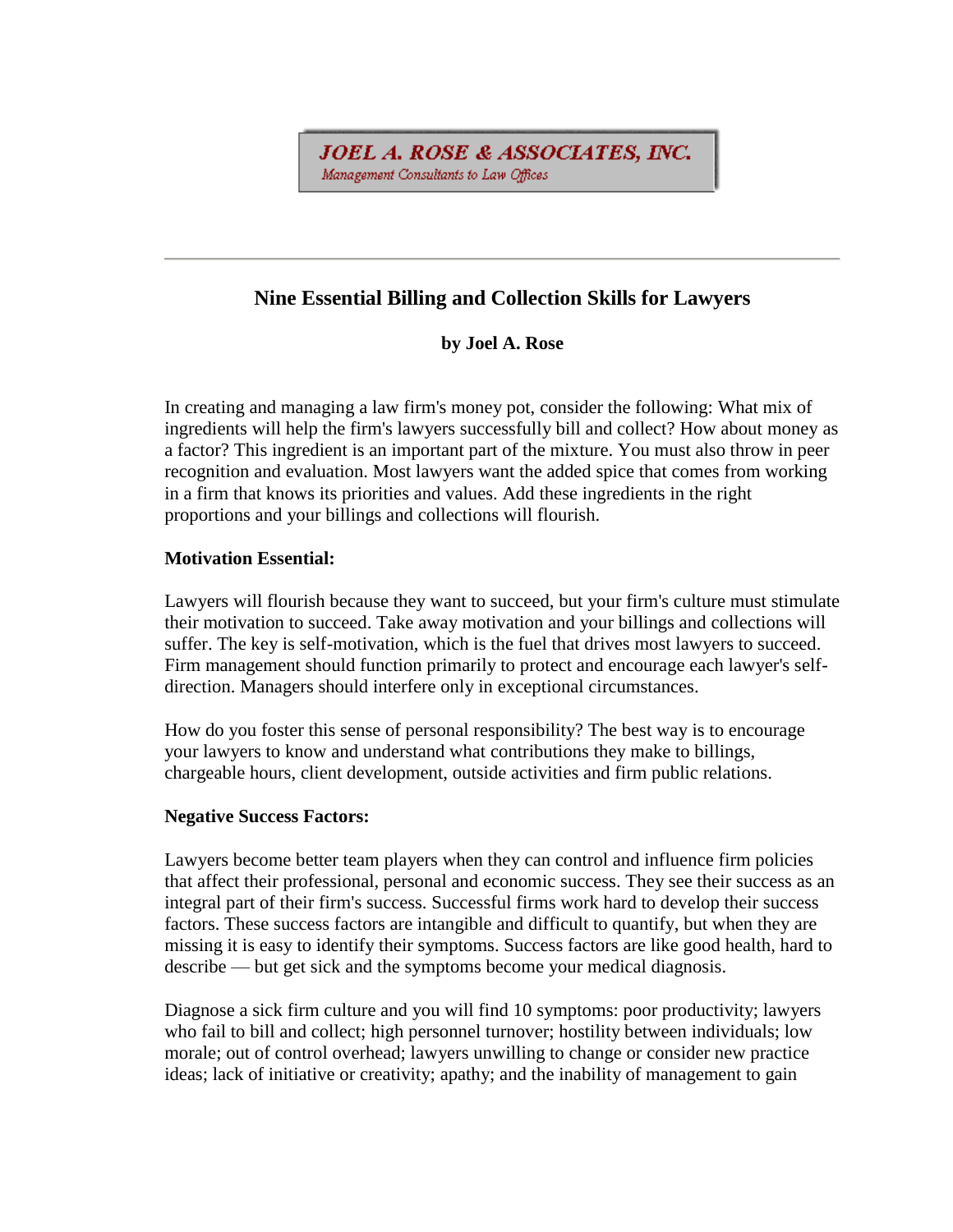**JOEL A. ROSE & ASSOCIATES, INC.**
*Management Consultants to Law Offices*

---

## Nine Essential Billing and Collection Skills for Lawyers

**by Joel A. Rose**

In creating and managing a law firm's money pot, consider the following: What mix of ingredients will help the firm's lawyers successfully bill and collect? How about money as a factor? This ingredient is an important part of the mixture. You must also throw in peer recognition and evaluation. Most lawyers want the added spice that comes from working in a firm that knows its priorities and values. Add these ingredients in the right proportions and your billings and collections will flourish.

**Motivation Essential:**

Lawyers will flourish because they want to succeed, but your firm's culture must stimulate their motivation to succeed. Take away motivation and your billings and collections will suffer. The key is self-motivation, which is the fuel that drives most lawyers to succeed. Firm management should function primarily to protect and encourage each lawyer's self-direction. Managers should interfere only in exceptional circumstances.

How do you foster this sense of personal responsibility? The best way is to encourage your lawyers to know and understand what contributions they make to billings, chargeable hours, client development, outside activities and firm public relations.

**Negative Success Factors:**

Lawyers become better team players when they can control and influence firm policies that affect their professional, personal and economic success. They see their success as an integral part of their firm's success. Successful firms work hard to develop their success factors. These success factors are intangible and difficult to quantify, but when they are missing it is easy to identify their symptoms. Success factors are like good health, hard to describe — but get sick and the symptoms become your medical diagnosis.

Diagnose a sick firm culture and you will find 10 symptoms: poor productivity; lawyers who fail to bill and collect; high personnel turnover; hostility between individuals; low morale; out of control overhead; lawyers unwilling to change or consider new practice ideas; lack of initiative or creativity; apathy; and the inability of management to gain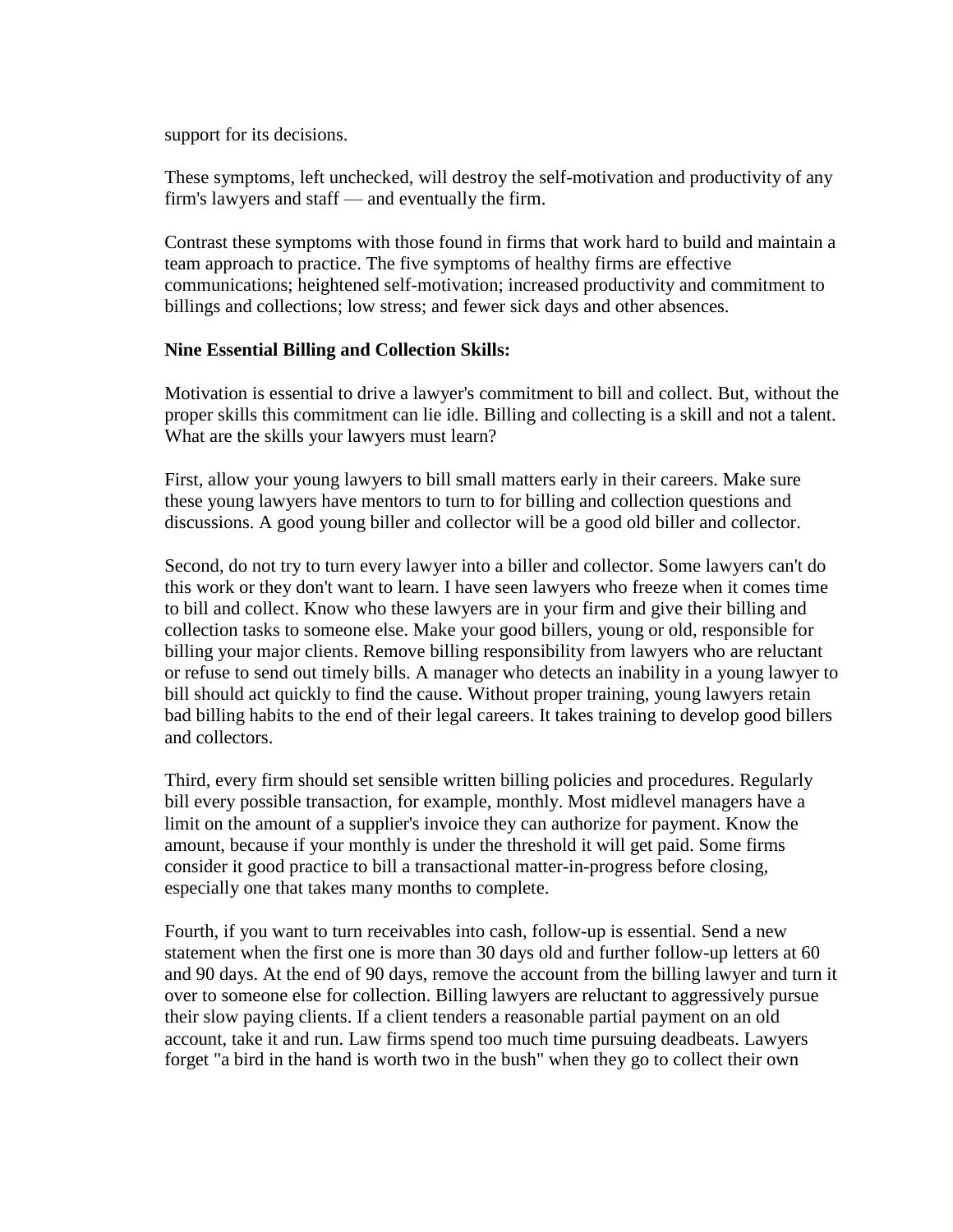support for its decisions.

These symptoms, left unchecked, will destroy the self-motivation and productivity of any firm's lawyers and staff — and eventually the firm.

Contrast these symptoms with those found in firms that work hard to build and maintain a team approach to practice. The five symptoms of healthy firms are effective communications; heightened self-motivation; increased productivity and commitment to billings and collections; low stress; and fewer sick days and other absences.

**Nine Essential Billing and Collection Skills:**

Motivation is essential to drive a lawyer's commitment to bill and collect. But, without the proper skills this commitment can lie idle. Billing and collecting is a skill and not a talent. What are the skills your lawyers must learn?

First, allow your young lawyers to bill small matters early in their careers. Make sure these young lawyers have mentors to turn to for billing and collection questions and discussions. A good young biller and collector will be a good old biller and collector.

Second, do not try to turn every lawyer into a biller and collector. Some lawyers can't do this work or they don't want to learn. I have seen lawyers who freeze when it comes time to bill and collect. Know who these lawyers are in your firm and give their billing and collection tasks to someone else. Make your good billers, young or old, responsible for billing your major clients. Remove billing responsibility from lawyers who are reluctant or refuse to send out timely bills. A manager who detects an inability in a young lawyer to bill should act quickly to find the cause. Without proper training, young lawyers retain bad billing habits to the end of their legal careers. It takes training to develop good billers and collectors.

Third, every firm should set sensible written billing policies and procedures. Regularly bill every possible transaction, for example, monthly. Most midlevel managers have a limit on the amount of a supplier's invoice they can authorize for payment. Know the amount, because if your monthly is under the threshold it will get paid. Some firms consider it good practice to bill a transactional matter-in-progress before closing, especially one that takes many months to complete.

Fourth, if you want to turn receivables into cash, follow-up is essential. Send a new statement when the first one is more than 30 days old and further follow-up letters at 60 and 90 days. At the end of 90 days, remove the account from the billing lawyer and turn it over to someone else for collection. Billing lawyers are reluctant to aggressively pursue their slow paying clients. If a client tenders a reasonable partial payment on an old account, take it and run. Law firms spend too much time pursuing deadbeats. Lawyers forget "a bird in the hand is worth two in the bush" when they go to collect their own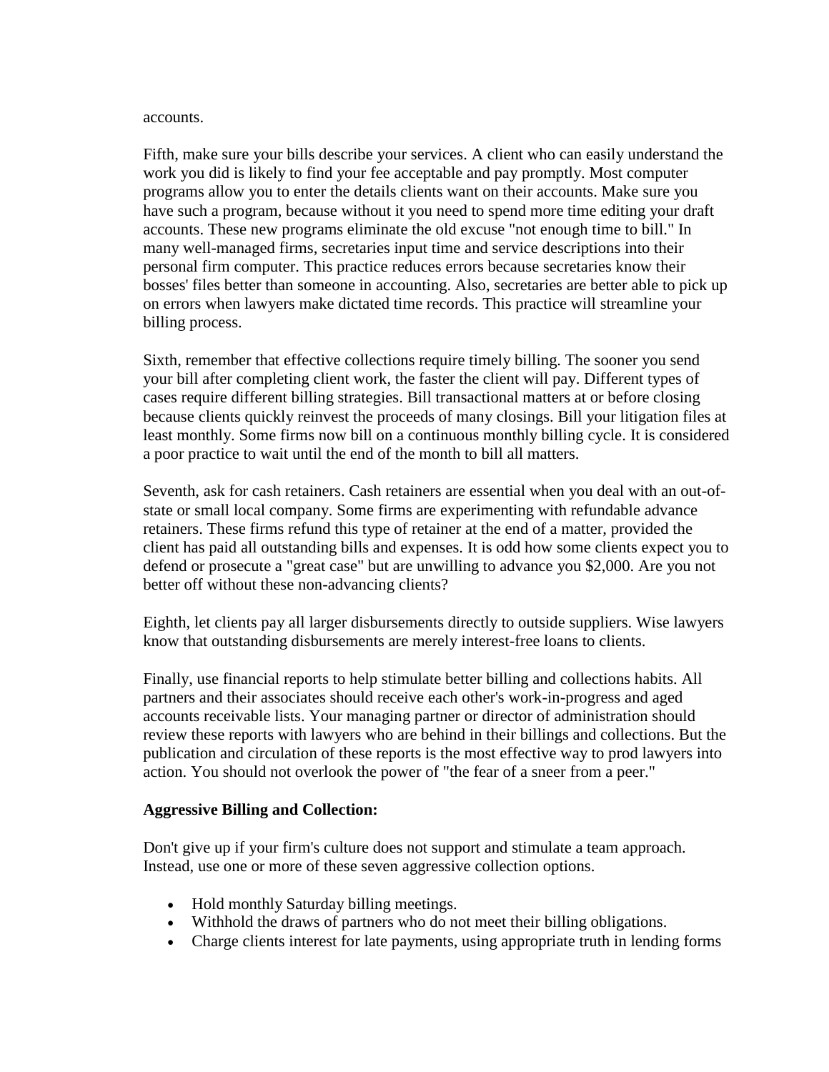accounts.

Fifth, make sure your bills describe your services. A client who can easily understand the work you did is likely to find your fee acceptable and pay promptly. Most computer programs allow you to enter the details clients want on their accounts. Make sure you have such a program, because without it you need to spend more time editing your draft accounts. These new programs eliminate the old excuse "not enough time to bill." In many well-managed firms, secretaries input time and service descriptions into their personal firm computer. This practice reduces errors because secretaries know their bosses' files better than someone in accounting. Also, secretaries are better able to pick up on errors when lawyers make dictated time records. This practice will streamline your billing process.

Sixth, remember that effective collections require timely billing. The sooner you send your bill after completing client work, the faster the client will pay. Different types of cases require different billing strategies. Bill transactional matters at or before closing because clients quickly reinvest the proceeds of many closings. Bill your litigation files at least monthly. Some firms now bill on a continuous monthly billing cycle. It is considered a poor practice to wait until the end of the month to bill all matters.

Seventh, ask for cash retainers. Cash retainers are essential when you deal with an out-of-state or small local company. Some firms are experimenting with refundable advance retainers. These firms refund this type of retainer at the end of a matter, provided the client has paid all outstanding bills and expenses. It is odd how some clients expect you to defend or prosecute a "great case" but are unwilling to advance you $2,000. Are you not better off without these non-advancing clients?

Eighth, let clients pay all larger disbursements directly to outside suppliers. Wise lawyers know that outstanding disbursements are merely interest-free loans to clients.

Finally, use financial reports to help stimulate better billing and collections habits. All partners and their associates should receive each other's work-in-progress and aged accounts receivable lists. Your managing partner or director of administration should review these reports with lawyers who are behind in their billings and collections. But the publication and circulation of these reports is the most effective way to prod lawyers into action. You should not overlook the power of "the fear of a sneer from a peer."

**Aggressive Billing and Collection:**

Don't give up if your firm's culture does not support and stimulate a team approach. Instead, use one or more of these seven aggressive collection options.

- Hold monthly Saturday billing meetings.
- Withhold the draws of partners who do not meet their billing obligations.
- Charge clients interest for late payments, using appropriate truth in lending forms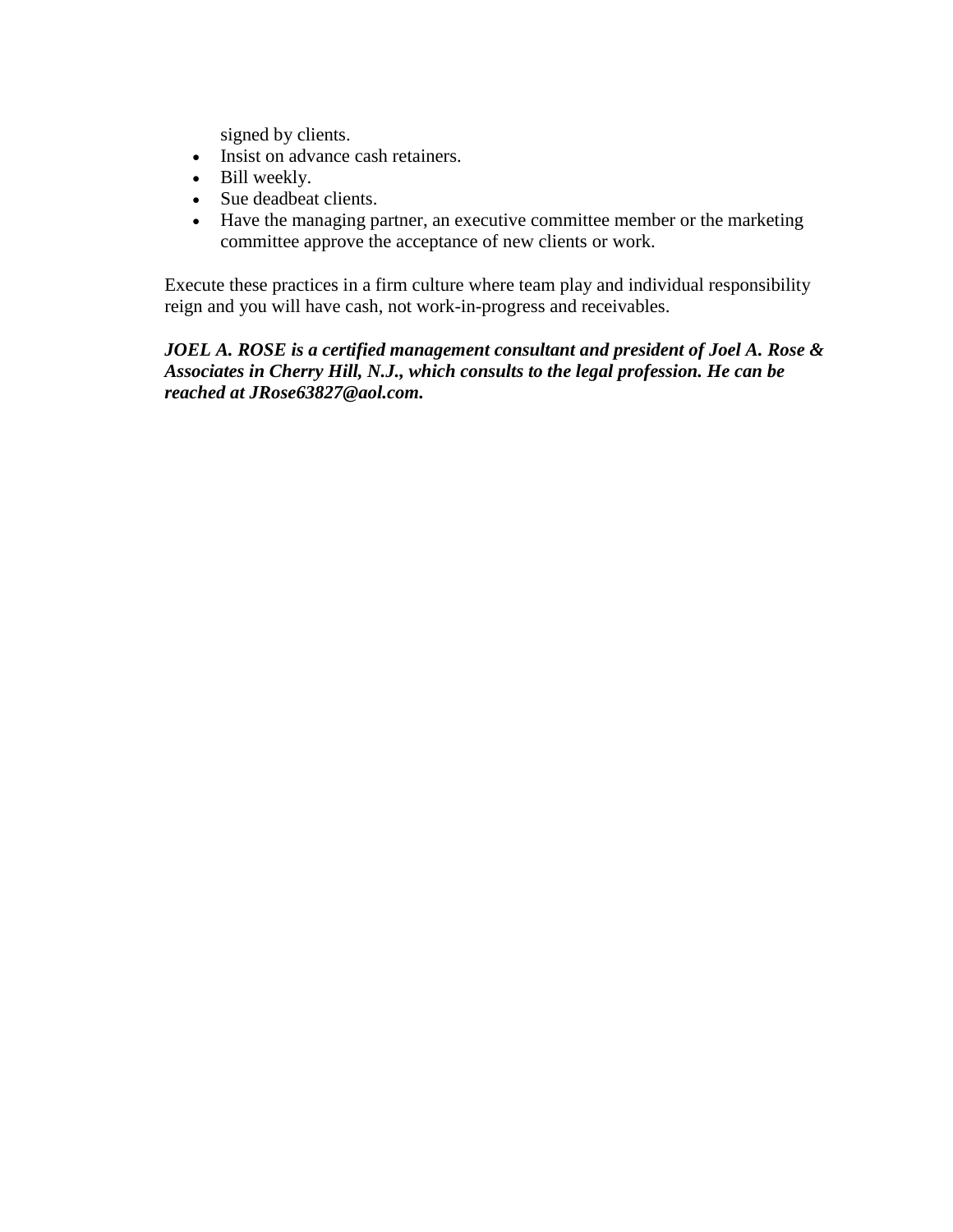signed by clients.
- Insist on advance cash retainers.
- Bill weekly.
- Sue deadbeat clients.
- Have the managing partner, an executive committee member or the marketing committee approve the acceptance of new clients or work.

Execute these practices in a firm culture where team play and individual responsibility reign and you will have cash, not work-in-progress and receivables.

***JOEL A. ROSE is a certified management consultant and president of Joel A. Rose & Associates in Cherry Hill, N.J., which consults to the legal profession. He can be reached at JRose63827@aol.com.***